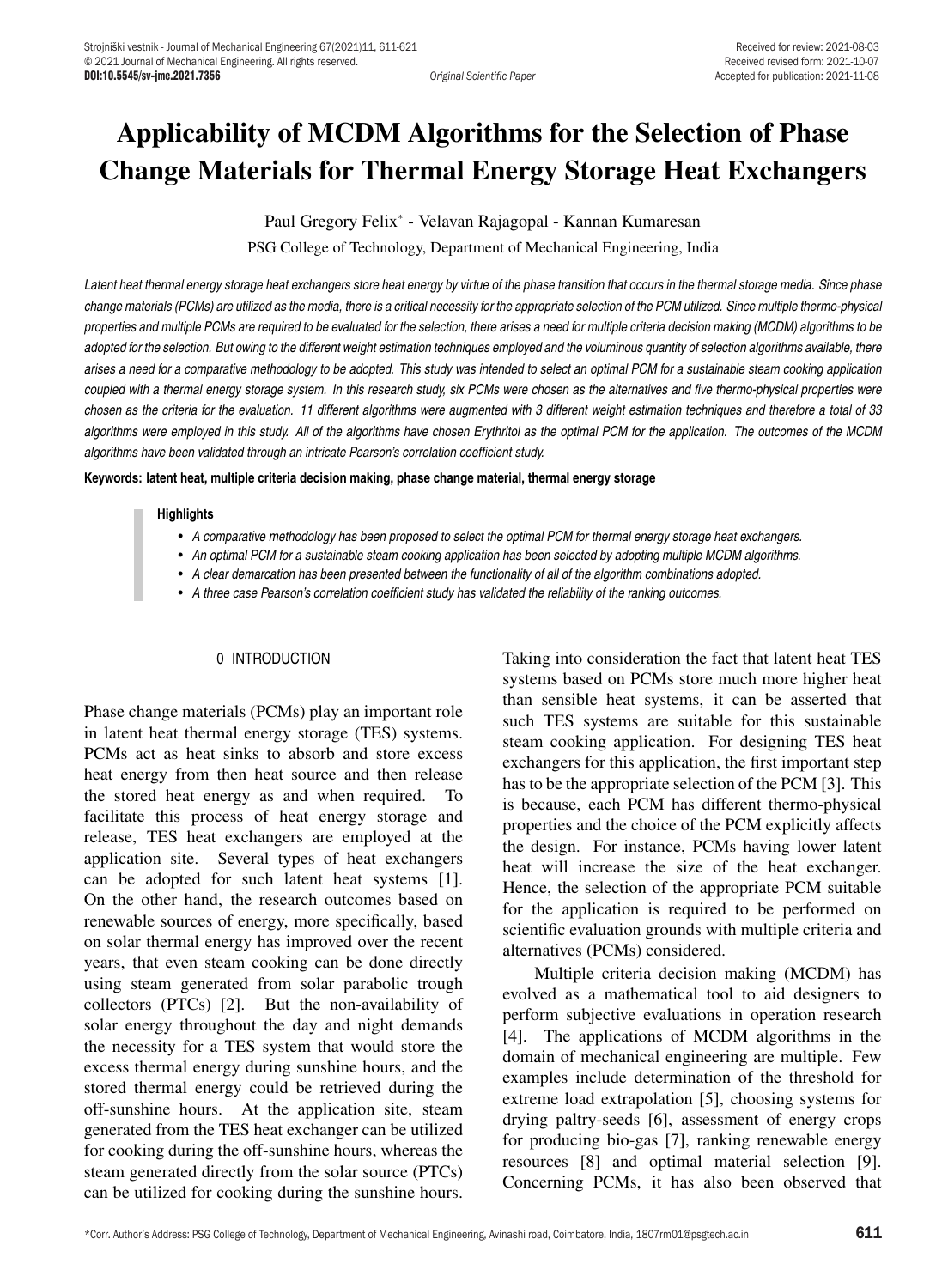# Applicability of MCDM Algorithms for the Selection of Phase Change Materials for Thermal Energy Storage Heat Exchangers

Paul Gregory Felix* - Velavan Rajagopal - Kannan Kumaresan

PSG College of Technology, Department of Mechanical Engineering, India

*Latent heat thermal energy storage heat exchangers store heat energy by virtue of the phase transition that occurs in the thermal storage media. Since phase change materials (PCMs) are utilized as the media, there is a critical necessity for the appropriate selection of the PCM utilized. Since multiple thermo-physical properties and multiple PCMs are required to be evaluated for the selection, there arises a need for multiple criteria decision making (MCDM) algorithms to be adopted for the selection. But owing to the different weight estimation techniques employed and the voluminous quantity of selection algorithms available, there arises a need for a comparative methodology to be adopted. This study was intended to select an optimal PCM for a sustainable steam cooking application coupled with a thermal energy storage system. In this research study, six PCMs were chosen as the alternatives and five thermo-physical properties were chosen as the criteria for the evaluation. 11 different algorithms were augmented with 3 different weight estimation techniques and therefore a total of 33 algorithms were employed in this study. All of the algorithms have chosen Erythritol as the optimal PCM for the application. The outcomes of the MCDM algorithms have been validated through an intricate Pearson's correlation coefficient study.*

**Keywords: latent heat, multiple criteria decision making, phase change material, thermal energy storage**

**Highlights**

- *A comparative methodology has been proposed to select the optimal PCM for thermal energy storage heat exchangers.*
- *An optimal PCM for a sustainable steam cooking application has been selected by adopting multiple MCDM algorithms.*
- *A clear demarcation has been presented between the functionality of all of the algorithm combinations adopted.*
- *A three case Pearson's correlation coefficient study has validated the reliability of the ranking outcomes.*

## 0 INTRODUCTION

Phase change materials (PCMs) play an important role in latent heat thermal energy storage (TES) systems. PCMs act as heat sinks to absorb and store excess heat energy from then heat source and then release the stored heat energy as and when required. To facilitate this process of heat energy storage and release, TES heat exchangers are employed at the application site. Several types of heat exchangers can be adopted for such latent heat systems [1]. On the other hand, the research outcomes based on renewable sources of energy, more specifically, based on solar thermal energy has improved over the recent years, that even steam cooking can be done directly using steam generated from solar parabolic trough collectors (PTCs) [2]. But the non-availability of solar energy throughout the day and night demands the necessity for a TES system that would store the excess thermal energy during sunshine hours, and the stored thermal energy could be retrieved during the off-sunshine hours. At the application site, steam generated from the TES heat exchanger can be utilized for cooking during the off-sunshine hours, whereas the steam generated directly from the solar source (PTCs) can be utilized for cooking during the sunshine hours. Taking into consideration the fact that latent heat TES systems based on PCMs store much more higher heat than sensible heat systems, it can be asserted that such TES systems are suitable for this sustainable steam cooking application. For designing TES heat exchangers for this application, the first important step has to be the appropriate selection of the PCM [3]. This is because, each PCM has different thermo-physical properties and the choice of the PCM explicitly affects the design. For instance, PCMs having lower latent heat will increase the size of the heat exchanger. Hence, the selection of the appropriate PCM suitable for the application is required to be performed on scientific evaluation grounds with multiple criteria and alternatives (PCMs) considered.

Multiple criteria decision making (MCDM) has evolved as a mathematical tool to aid designers to perform subjective evaluations in operation research [4]. The applications of MCDM algorithms in the domain of mechanical engineering are multiple. Few examples include determination of the threshold for extreme load extrapolation [5], choosing systems for drying paltry-seeds [6], assessment of energy crops for producing bio-gas [7], ranking renewable energy resources [8] and optimal material selection [9]. Concerning PCMs, it has also been observed that

*Corr. Author's Address: PSG College of Technology, Department of Mechanical Engineering, Avinashi road, Coimbatore, India, 1807rm01@psgtech.ac.in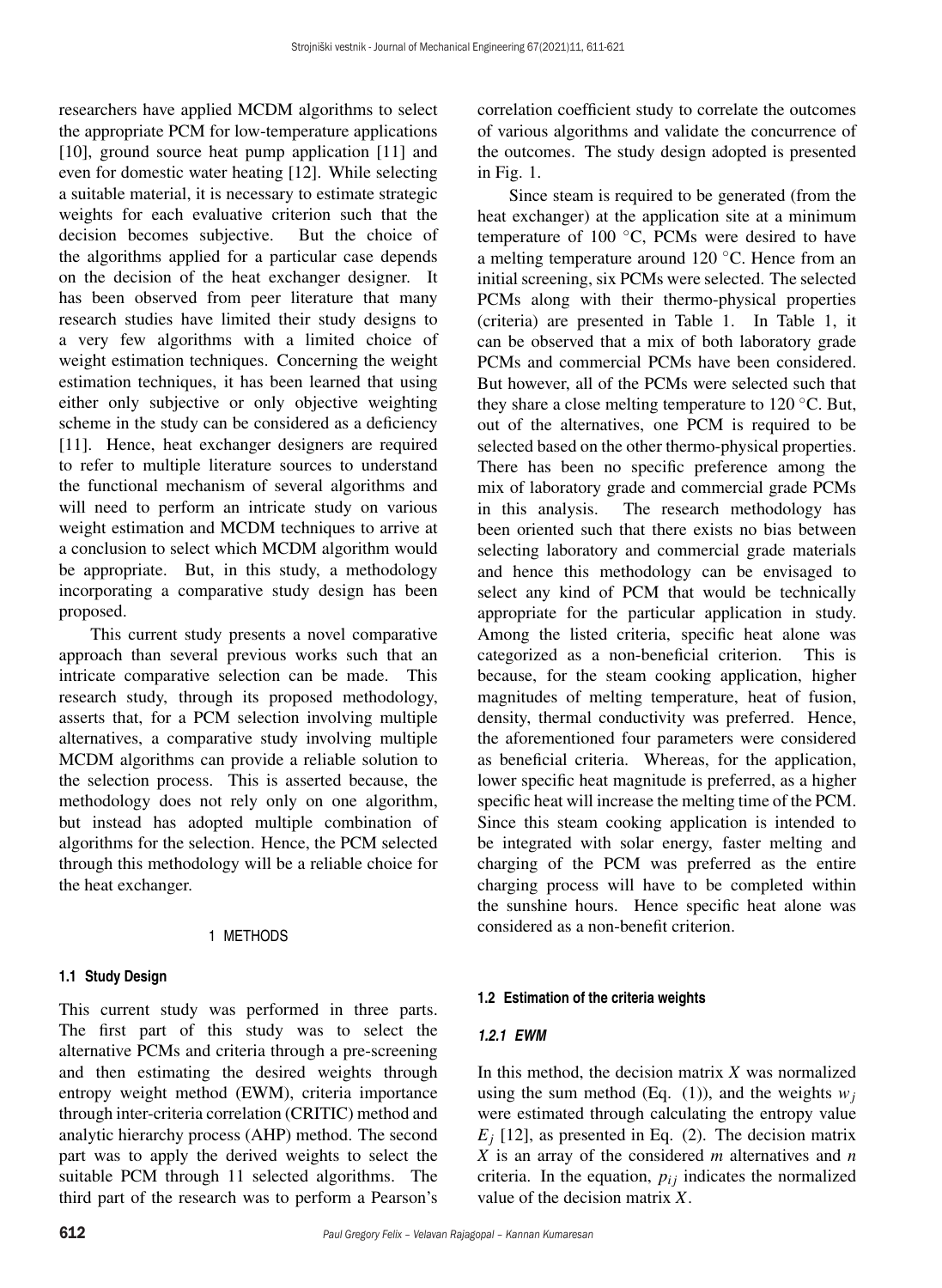researchers have applied MCDM algorithms to select the appropriate PCM for low-temperature applications [10], ground source heat pump application [11] and even for domestic water heating [12]. While selecting a suitable material, it is necessary to estimate strategic weights for each evaluative criterion such that the decision becomes subjective. But the choice of the algorithms applied for a particular case depends on the decision of the heat exchanger designer. It has been observed from peer literature that many research studies have limited their study designs to a very few algorithms with a limited choice of weight estimation techniques. Concerning the weight estimation techniques, it has been learned that using either only subjective or only objective weighting scheme in the study can be considered as a deficiency [11]. Hence, heat exchanger designers are required to refer to multiple literature sources to understand the functional mechanism of several algorithms and will need to perform an intricate study on various weight estimation and MCDM techniques to arrive at a conclusion to select which MCDM algorithm would be appropriate. But, in this study, a methodology incorporating a comparative study design has been proposed.

This current study presents a novel comparative approach than several previous works such that an intricate comparative selection can be made. This research study, through its proposed methodology, asserts that, for a PCM selection involving multiple alternatives, a comparative study involving multiple MCDM algorithms can provide a reliable solution to the selection process. This is asserted because, the methodology does not rely only on one algorithm, but instead has adopted multiple combination of algorithms for the selection. Hence, the PCM selected through this methodology will be a reliable choice for the heat exchanger.

# 1 METHODS

## 1.1 Study Design

This current study was performed in three parts. The first part of this study was to select the alternative PCMs and criteria through a pre-screening and then estimating the desired weights through entropy weight method (EWM), criteria importance through inter-criteria correlation (CRITIC) method and analytic hierarchy process (AHP) method. The second part was to apply the derived weights to select the suitable PCM through 11 selected algorithms. The third part of the research was to perform a Pearson's correlation coefficient study to correlate the outcomes of various algorithms and validate the concurrence of the outcomes. The study design adopted is presented in Fig. 1.

Since steam is required to be generated (from the heat exchanger) at the application site at a minimum temperature of 100 °C, PCMs were desired to have a melting temperature around 120 °C. Hence from an initial screening, six PCMs were selected. The selected PCMs along with their thermo-physical properties (criteria) are presented in Table 1. In Table 1, it can be observed that a mix of both laboratory grade PCMs and commercial PCMs have been considered. But however, all of the PCMs were selected such that they share a close melting temperature to 120 °C. But, out of the alternatives, one PCM is required to be selected based on the other thermo-physical properties. There has been no specific preference among the mix of laboratory grade and commercial grade PCMs in this analysis. The research methodology has been oriented such that there exists no bias between selecting laboratory and commercial grade materials and hence this methodology can be envisaged to select any kind of PCM that would be technically appropriate for the particular application in study. Among the listed criteria, specific heat alone was categorized as a non-beneficial criterion. This is because, for the steam cooking application, higher magnitudes of melting temperature, heat of fusion, density, thermal conductivity was preferred. Hence, the aforementioned four parameters were considered as beneficial criteria. Whereas, for the application, lower specific heat magnitude is preferred, as a higher specific heat will increase the melting time of the PCM. Since this steam cooking application is intended to be integrated with solar energy, faster melting and charging of the PCM was preferred as the entire charging process will have to be completed within the sunshine hours. Hence specific heat alone was considered as a non-benefit criterion.

## 1.2 Estimation of the criteria weights

### 1.2.1 EWM

In this method, the decision matrix $X$ was normalized using the sum method (Eq. (1)), and the weights $w_j$ were estimated through calculating the entropy value $E_j$ [12], as presented in Eq. (2). The decision matrix $X$ is an array of the considered $m$ alternatives and $n$ criteria. In the equation, $p_{ij}$ indicates the normalized value of the decision matrix $X$.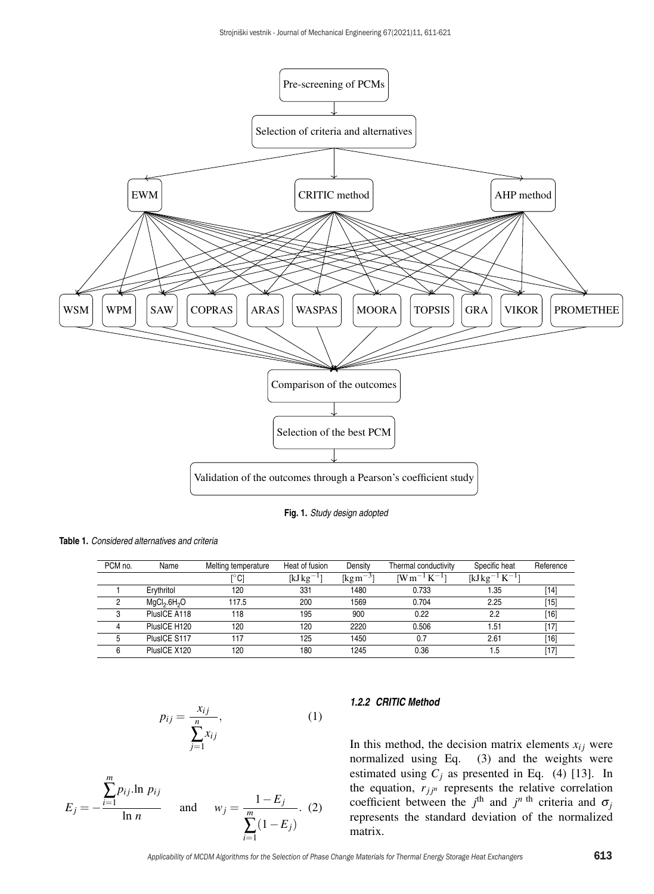Fig. 1. *Study design adopted*

**Table 1.** *Considered alternatives and criteria*

| PCM no. | Name | Melting temperature [°C] | Heat of fusion [kJ kg$^{-1}$] | Density [kg m$^{-3}$] | Thermal conductivity [W m$^{-1}$ K$^{-1}$] | Specific heat [kJ kg$^{-1}$ K$^{-1}$] | Reference |
|---|---|---|---|---|---|---|---|
| 1 | Erythritol | 120 | 331 | 1480 | 0.733 | 1.35 | [14] |
| 2 | $MgCl_2.6H_2O$ | 117.5 | 200 | 1569 | 0.704 | 2.25 | [15] |
| 3 | PlusICE A118 | 118 | 195 | 900 | 0.22 | 2.2 | [16] |
| 4 | PlusICE H120 | 120 | 120 | 2220 | 0.506 | 1.51 | [17] |
| 5 | PlusICE S117 | 117 | 125 | 1450 | 0.7 | 2.61 | [16] |
| 6 | PlusICE X120 | 120 | 180 | 1245 | 0.36 | 1.5 | [17] |

$$p_{ij} = \frac{x_{ij}}{\sum_{j=1}^{n} x_{ij}}, \tag{1}$$

$$E_j = -\frac{\sum_{i=1}^{m} p_{ij}.\ln\, p_{ij}}{\ln n} \quad \text{and} \quad w_j = \frac{1 - E_j}{\sum_{i=1}^{m} (1 - E_j)}. \tag{2}$$

#### 1.2.2 CRITIC Method

In this method, the decision matrix elements $x_{ij}$ were normalized using Eq. (3) and the weights were estimated using $C_j$ as presented in Eq. (4) [13]. In the equation, $r_{jj^n}$ represents the relative correlation coefficient between the $j^{\text{th}}$ and $j^{n\ \text{th}}$ criteria and $\sigma_j$ represents the standard deviation of the normalized matrix.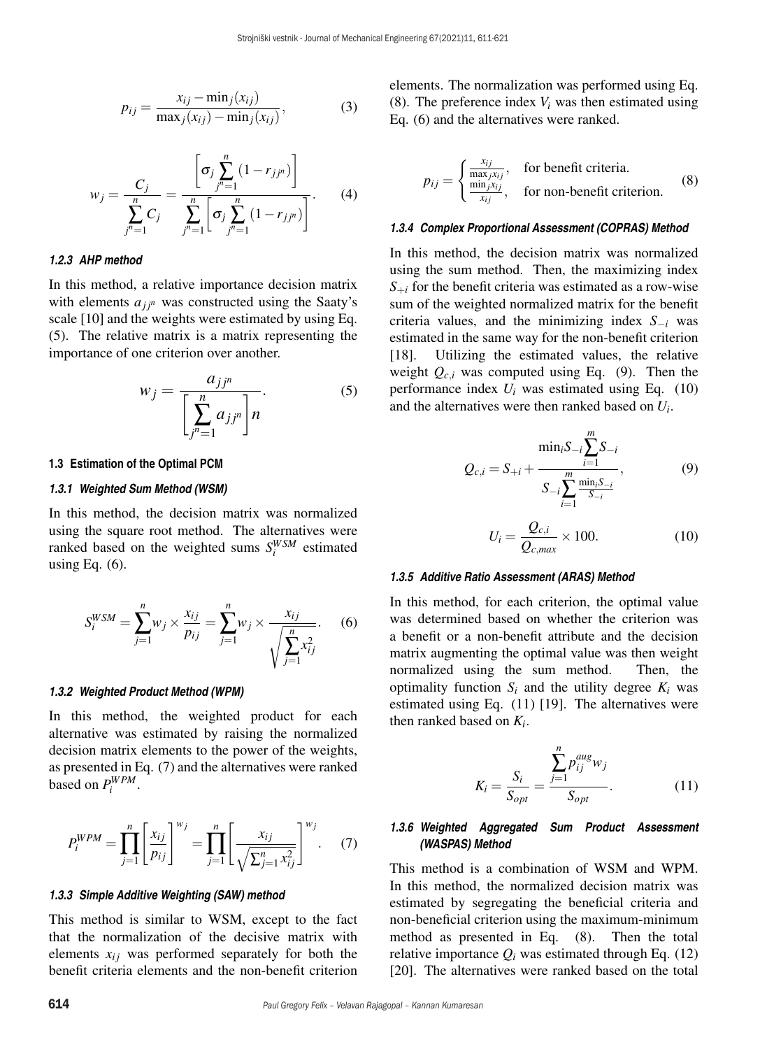$$p_{ij} = \frac{x_{ij} - \min_j(x_{ij})}{\max_j(x_{ij}) - \min_j(x_{ij})}, \tag{3}$$

$$w_j = \frac{C_j}{\sum_{j^n=1}^{n} C_j} = \frac{\left[\sigma_j \sum_{j^n=1}^{n} (1 - r_{jj^n})\right]}{\sum_{j^n=1}^{n} \left[\sigma_j \sum_{j^n=1}^{n} (1 - r_{jj^n})\right]}. \tag{4}$$

#### 1.2.3 AHP method

In this method, a relative importance decision matrix with elements $a_{jj^n}$ was constructed using the Saaty's scale [10] and the weights were estimated by using Eq. (5). The relative matrix is a matrix representing the importance of one criterion over another.

$$w_j = \frac{a_{jj^n}}{\left[\sum_{j^n=1}^{n} a_{jj^n}\right] n}. \tag{5}$$

### 1.3 Estimation of the Optimal PCM

#### 1.3.1 Weighted Sum Method (WSM)

In this method, the decision matrix was normalized using the square root method. The alternatives were ranked based on the weighted sums $S_i^{WSM}$ estimated using Eq. (6).

$$S_i^{WSM} = \sum_{j=1}^{n} w_j \times \frac{x_{ij}}{p_{ij}} = \sum_{j=1}^{n} w_j \times \frac{x_{ij}}{\sqrt{\sum_{j=1}^{n} x_{ij}^2}}. \tag{6}$$

#### 1.3.2 Weighted Product Method (WPM)

In this method, the weighted product for each alternative was estimated by raising the normalized decision matrix elements to the power of the weights, as presented in Eq. (7) and the alternatives were ranked based on $P_i^{WPM}$.

$$P_i^{WPM} = \prod_{j=1}^{n} \left[\frac{x_{ij}}{p_{ij}}\right]^{w_j} = \prod_{j=1}^{n} \left[\frac{x_{ij}}{\sqrt{\sum_{j=1}^{n} x_{ij}^2}}\right]^{w_j}. \tag{7}$$

#### 1.3.3 Simple Additive Weighting (SAW) method

This method is similar to WSM, except to the fact that the normalization of the decisive matrix with elements $x_{ij}$ was performed separately for both the benefit criteria elements and the non-benefit criterion elements. The normalization was performed using Eq. (8). The preference index $V_i$ was then estimated using Eq. (6) and the alternatives were ranked.

$$p_{ij} = \begin{cases} \frac{x_{ij}}{\max_j x_{ij}}, & \text{for benefit criteria.} \\ \frac{\min_j x_{ij}}{x_{ij}}, & \text{for non-benefit criterion.} \end{cases} \tag{8}$$

#### 1.3.4 Complex Proportional Assessment (COPRAS) Method

In this method, the decision matrix was normalized using the sum method. Then, the maximizing index $S_{+i}$ for the benefit criteria was estimated as a row-wise sum of the weighted normalized matrix for the benefit criteria values, and the minimizing index $S_{-i}$ was estimated in the same way for the non-benefit criterion [18]. Utilizing the estimated values, the relative weight $Q_{c,i}$ was computed using Eq. (9). Then the performance index $U_i$ was estimated using Eq. (10) and the alternatives were then ranked based on $U_i$.

$$Q_{c,i} = S_{+i} + \frac{\min_i S_{-i} \sum_{i=1}^{m} S_{-i}}{S_{-i} \sum_{i=1}^{m} \frac{\min_i S_{-i}}{S_{-i}}}, \tag{9}$$

$$U_i = \frac{Q_{c,i}}{Q_{c,max}} \times 100. \tag{10}$$

#### 1.3.5 Additive Ratio Assessment (ARAS) Method

In this method, for each criterion, the optimal value was determined based on whether the criterion was a benefit or a non-benefit attribute and the decision matrix augmenting the optimal value was then weight normalized using the sum method. Then, the optimality function $S_i$ and the utility degree $K_i$ was estimated using Eq. (11) [19]. The alternatives were then ranked based on $K_i$.

$$K_i = \frac{S_i}{S_{opt}} = \frac{\sum_{j=1}^{n} p_{ij}^{aug} w_j}{S_{opt}}. \tag{11}$$

#### 1.3.6 Weighted Aggregated Sum Product Assessment (WASPAS) Method

This method is a combination of WSM and WPM. In this method, the normalized decision matrix was estimated by segregating the beneficial criteria and non-beneficial criterion using the maximum-minimum method as presented in Eq. (8). Then the total relative importance $Q_i$ was estimated through Eq. (12) [20]. The alternatives were ranked based on the total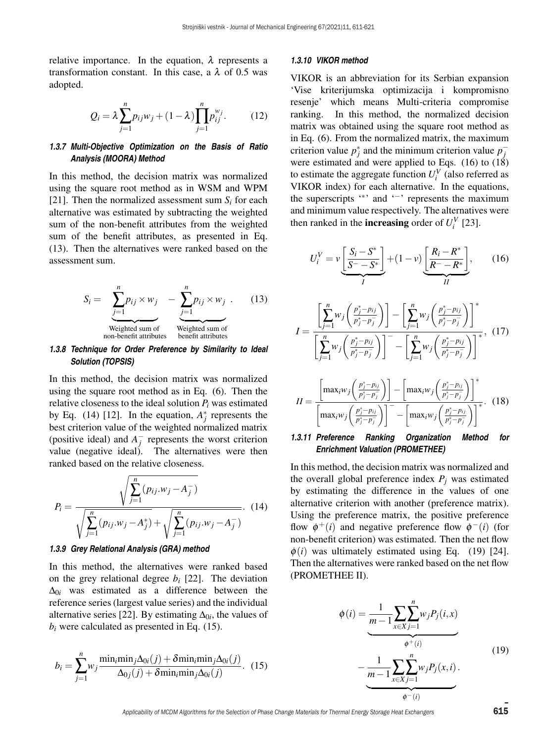relative importance. In the equation, $\lambda$ represents a transformation constant. In this case, a $\lambda$ of 0.5 was adopted.

$$Q_i = \lambda \sum_{j=1}^{n} p_{ij} w_j + (1-\lambda) \prod_{j=1}^{n} p_{ij}^{w_j}. \tag{12}$$

#### *1.3.7 Multi-Objective Optimization on the Basis of Ratio Analysis (MOORA) Method*

In this method, the decision matrix was normalized using the square root method as in WSM and WPM [21]. Then the normalized assessment sum $S_i$ for each alternative was estimated by subtracting the weighted sum of the non-benefit attributes from the weighted sum of the benefit attributes, as presented in Eq. (13). Then the alternatives were ranked based on the assessment sum.

$$S_i = \underbrace{\sum_{j=1}^{n} p_{ij} \times w_j}_{\substack{\text{Weighted sum of} \\ \text{non-benefit attributes}}} - \underbrace{\sum_{j=1}^{n} p_{ij} \times w_j}_{\substack{\text{Weighted sum of} \\ \text{benefit attributes}}}. \tag{13}$$

#### *1.3.8 Technique for Order Preference by Similarity to Ideal Solution (TOPSIS)*

In this method, the decision matrix was normalized using the square root method as in Eq. (6). Then the relative closeness to the ideal solution $P_i$ was estimated by Eq. (14) [12]. In the equation, $A_j^*$ represents the best criterion value of the weighted normalized matrix (positive ideal) and $A_j^-$ represents the worst criterion value (negative ideal). The alternatives were then ranked based on the relative closeness.

$$P_i = \frac{\sqrt{\sum_{j=1}^{n} (p_{ij}.w_j - A_j^-)}}{\sqrt{\sum_{j=1}^{n} (p_{ij}.w_j - A_j^*)} + \sqrt{\sum_{j=1}^{n} (p_{ij}.w_j - A_j^-)}}. \tag{14}$$

#### *1.3.9 Grey Relational Analysis (GRA) method*

In this method, the alternatives were ranked based on the grey relational degree $b_i$ [22]. The deviation $\Delta_{0i}$ was estimated as a difference between the reference series (largest value series) and the individual alternative series [22]. By estimating $\Delta_{0i}$, the values of $b_i$ were calculated as presented in Eq. (15).

$$b_i = \sum_{j=1}^{n} w_j \frac{\min_i \min_j \Delta_{0i}(j) + \delta \min_i \min_j \Delta_{0i}(j)}{\Delta_{0j}(j) + \delta \min_i \min_j \Delta_{0i}(j)}. \tag{15}$$

#### *1.3.10 VIKOR method*

VIKOR is an abbreviation for its Serbian expansion 'Vise kriterijumska optimizacija i kompromisno resenje' which means Multi-criteria compromise ranking. In this method, the normalized decision matrix was obtained using the square root method as in Eq. (6). From the normalized matrix, the maximum criterion value $p_j^*$ and the minimum criterion value $p_j^-$ were estimated and were applied to Eqs. (16) to (18) to estimate the aggregate function $U_i^V$ (also referred as VIKOR index) for each alternative. In the equations, the superscripts '$^*$' and '$^-$' represents the maximum and minimum value respectively. The alternatives were then ranked in the **increasing** order of $U_i^V$ [23].

$$U_i^V = v \underbrace{\left[ \frac{S_i - S^*}{S^- - S^*} \right]}_{I} + (1-v) \underbrace{\left[ \frac{R_i - R^*}{R^- - R^*} \right]}_{II}, \tag{16}$$

$$I = \frac{\left[ \sum_{j=1}^{n} w_j \left( \frac{p_j^* - p_{ij}}{p_j^* - p_j^-} \right) \right] - \left[ \sum_{j=1}^{n} w_j \left( \frac{p_j^* - p_{ij}}{p_j^* - p_j^-} \right) \right]^*}{\left[ \sum_{j=1}^{n} w_j \left( \frac{p_j^* - p_{ij}}{p_j^* - p_j^-} \right) \right]^- - \left[ \sum_{j=1}^{n} w_j \left( \frac{p_j^* - p_{ij}}{p_j^* - p_j^-} \right) \right]^*}, \tag{17}$$

$$II = \frac{\left[ \max_i w_j \left( \frac{p_j^* - p_{ij}}{p_j^* - p_j^-} \right) \right] - \left[ \max_i w_j \left( \frac{p_j^* - p_{ij}}{p_j^* - p_j^-} \right) \right]^*}{\left[ \max_i w_j \left( \frac{p_j^* - p_{ij}}{p_j^* - p_j^-} \right) \right]^- - \left[ \max_i w_j \left( \frac{p_j^* - p_{ij}}{p_j^* - p_j^-} \right) \right]^*}. \tag{18}$$

#### *1.3.11 Preference Ranking Organization Method for Enrichment Valuation (PROMETHEE)*

In this method, the decision matrix was normalized and the overall global preference index $P_j$ was estimated by estimating the difference in the values of one alternative criterion with another (preference matrix). Using the preference matrix, the positive preference flow $\phi^+(i)$ and negative preference flow $\phi^-(i)$ (for non-benefit criterion) was estimated. Then the net flow $\phi(i)$ was ultimately estimated using Eq. (19) [24]. Then the alternatives were ranked based on the net flow (PROMETHEE II).

$$\phi(i) = \underbrace{\frac{1}{m-1} \sum_{x \in X} \sum_{j=1}^{n} w_j P_j(i,x)}_{\phi^+(i)} - \underbrace{\frac{1}{m-1} \sum_{x \in X} \sum_{j=1}^{n} w_j P_j(x,i)}_{\phi^-(i)}. \tag{19}$$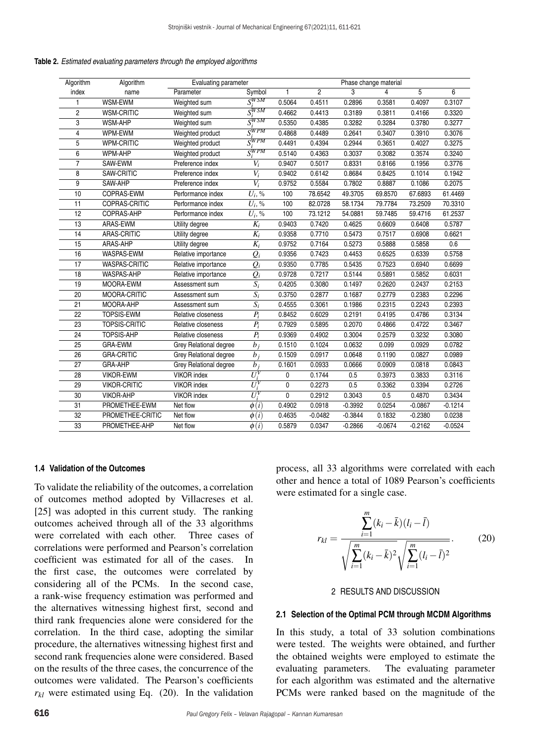**Table 2.** *Estimated evaluating parameters through the employed algorithms*

| Algorithm index | Algorithm name | Evaluating parameter | | Phase change material | | | | | |
|---|---|---|---|---|---|---|---|---|---|
| | | Parameter | Symbol | 1 | 2 | 3 | 4 | 5 | 6 |
| 1 | WSM-EWM | Weighted sum | $S_i^{WSM}$ | 0.5064 | 0.4511 | 0.2896 | 0.3581 | 0.4097 | 0.3107 |
| 2 | WSM-CRITIC | Weighted sum | $S_i^{WSM}$ | 0.4662 | 0.4413 | 0.3189 | 0.3811 | 0.4166 | 0.3320 |
| 3 | WSM-AHP | Weighted sum | $S_i^{WSM}$ | 0.5350 | 0.4385 | 0.3282 | 0.3284 | 0.3780 | 0.3277 |
| 4 | WPM-EWM | Weighted product | $S_i^{WPM}$ | 0.4868 | 0.4489 | 0.2641 | 0.3407 | 0.3910 | 0.3076 |
| 5 | WPM-CRITIC | Weighted product | $S_i^{WPM}$ | 0.4491 | 0.4394 | 0.2944 | 0.3651 | 0.4027 | 0.3275 |
| 6 | WPM-AHP | Weighted product | $S_i^{WPM}$ | 0.5140 | 0.4363 | 0.3037 | 0.3082 | 0.3574 | 0.3240 |
| 7 | SAW-EWM | Preference index | $V_i$ | 0.9407 | 0.5017 | 0.8331 | 0.8166 | 0.1956 | 0.3776 |
| 8 | SAW-CRITIC | Preference index | $V_i$ | 0.9402 | 0.6142 | 0.8684 | 0.8425 | 0.1014 | 0.1942 |
| 9 | SAW-AHP | Preference index | $V_i$ | 0.9752 | 0.5584 | 0.7802 | 0.8887 | 0.1086 | 0.2075 |
| 10 | COPRAS-EWM | Performance index | $U_i$, % | 100 | 78.6542 | 49.3705 | 69.8570 | 67.6893 | 61.4469 |
| 11 | COPRAS-CRITIC | Performance index | $U_i$, % | 100 | 82.0728 | 58.1734 | 79.7784 | 73.2509 | 70.3310 |
| 12 | COPRAS-AHP | Performance index | $U_i$, % | 100 | 73.1212 | 54.0881 | 59.7485 | 59.4716 | 61.2537 |
| 13 | ARAS-EWM | Utility degree | $K_i$ | 0.9403 | 0.7420 | 0.4625 | 0.6609 | 0.6408 | 0.5787 |
| 14 | ARAS-CRITIC | Utility degree | $K_i$ | 0.9358 | 0.7710 | 0.5473 | 0.7517 | 0.6908 | 0.6621 |
| 15 | ARAS-AHP | Utility degree | $K_i$ | 0.9752 | 0.7164 | 0.5273 | 0.5888 | 0.5858 | 0.6 |
| 16 | WASPAS-EWM | Relative importance | $Q_i$ | 0.9356 | 0.7423 | 0.4453 | 0.6525 | 0.6339 | 0.5758 |
| 17 | WASPAS-CRITIC | Relative importance | $Q_i$ | 0.9350 | 0.7785 | 0.5435 | 0.7523 | 0.6940 | 0.6699 |
| 18 | WASPAS-AHP | Relative importance | $Q_i$ | 0.9728 | 0.7217 | 0.5144 | 0.5891 | 0.5852 | 0.6031 |
| 19 | MOORA-EWM | Assessment sum | $S_i$ | 0.4205 | 0.3080 | 0.1497 | 0.2620 | 0.2437 | 0.2153 |
| 20 | MOORA-CRITIC | Assessment sum | $S_i$ | 0.3750 | 0.2877 | 0.1687 | 0.2779 | 0.2383 | 0.2296 |
| 21 | MOORA-AHP | Assessment sum | $S_i$ | 0.4555 | 0.3061 | 0.1986 | 0.2315 | 0.2243 | 0.2393 |
| 22 | TOPSIS-EWM | Relative closeness | $P_i$ | 0.8452 | 0.6029 | 0.2191 | 0.4195 | 0.4786 | 0.3134 |
| 23 | TOPSIS-CRITIC | Relative closeness | $P_i$ | 0.7929 | 0.5895 | 0.2070 | 0.4866 | 0.4722 | 0.3467 |
| 24 | TOPSIS-AHP | Relative closeness | $P_i$ | 0.9369 | 0.4902 | 0.3004 | 0.2579 | 0.3232 | 0.3080 |
| 25 | GRA-EWM | Grey Relational degree | $b_j$ | 0.1510 | 0.1024 | 0.0632 | 0.099 | 0.0929 | 0.0782 |
| 26 | GRA-CRITIC | Grey Relational degree | $b_j$ | 0.1509 | 0.0917 | 0.0648 | 0.1190 | 0.0827 | 0.0989 |
| 27 | GRA-AHP | Grey Relational degree | $b_j$ | 0.1601 | 0.0933 | 0.0666 | 0.0909 | 0.0818 | 0.0843 |
| 28 | VIKOR-EWM | VIKOR index | $U_i^V$ | 0 | 0.1744 | 0.5 | 0.3973 | 0.3833 | 0.3116 |
| 29 | VIKOR-CRITIC | VIKOR index | $U_i^V$ | 0 | 0.2273 | 0.5 | 0.3362 | 0.3394 | 0.2726 |
| 30 | VIKOR-AHP | VIKOR index | $U_i^V$ | 0 | 0.2912 | 0.3043 | 0.5 | 0.4870 | 0.3434 |
| 31 | PROMETHEE-EWM | Net flow | $\phi(i)$ | 0.4902 | 0.0918 | -0.3992 | 0.0254 | -0.0867 | -0.1214 |
| 32 | PROMETHEE-CRITIC | Net flow | $\phi(i)$ | 0.4635 | -0.0482 | -0.3844 | 0.1832 | -0.2380 | 0.0238 |
| 33 | PROMETHEE-AHP | Net flow | $\phi(i)$ | 0.5879 | 0.0347 | -0.2866 | -0.0674 | -0.2162 | -0.0524 |

### 1.4 Validation of the Outcomes

To validate the reliability of the outcomes, a correlation of outcomes method adopted by Villacreses et al. [25] was adopted in this current study. The ranking outcomes acheived through all of the 33 algorithms were correlated with each other. Three cases of correlations were performed and Pearson's correlation coefficient was estimated for all of the cases. In the first case, the outcomes were correlated by considering all of the PCMs. In the second case, a rank-wise frequency estimation was performed and the alternatives witnessing highest first, second and third rank frequencies alone were considered for the correlation. In the third case, adopting the similar procedure, the alternatives witnessing highest first and second rank frequencies alone were considered. Based on the results of the three cases, the concurrence of the outcomes were validated. The Pearson's coefficients $r_{kl}$ were estimated using Eq. (20). In the validation process, all 33 algorithms were correlated with each other and hence a total of 1089 Pearson's coefficients were estimated for a single case.

$$r_{kl} = \frac{\sum_{i=1}^{m}(k_i - \bar{k})(l_i - \bar{l})}{\sqrt{\sum_{i=1}^{m}(k_i - \bar{k})^2}\sqrt{\sum_{i=1}^{m}(l_i - \bar{l})^2}}. \qquad (20)$$

## 2 RESULTS AND DISCUSSION

### 2.1 Selection of the Optimal PCM through MCDM Algorithms

In this study, a total of 33 solution combinations were tested. The weights were obtained, and further the obtained weights were employed to estimate the evaluating parameters. The evaluating parameter for each algorithm was estimated and the alternative PCMs were ranked based on the magnitude of the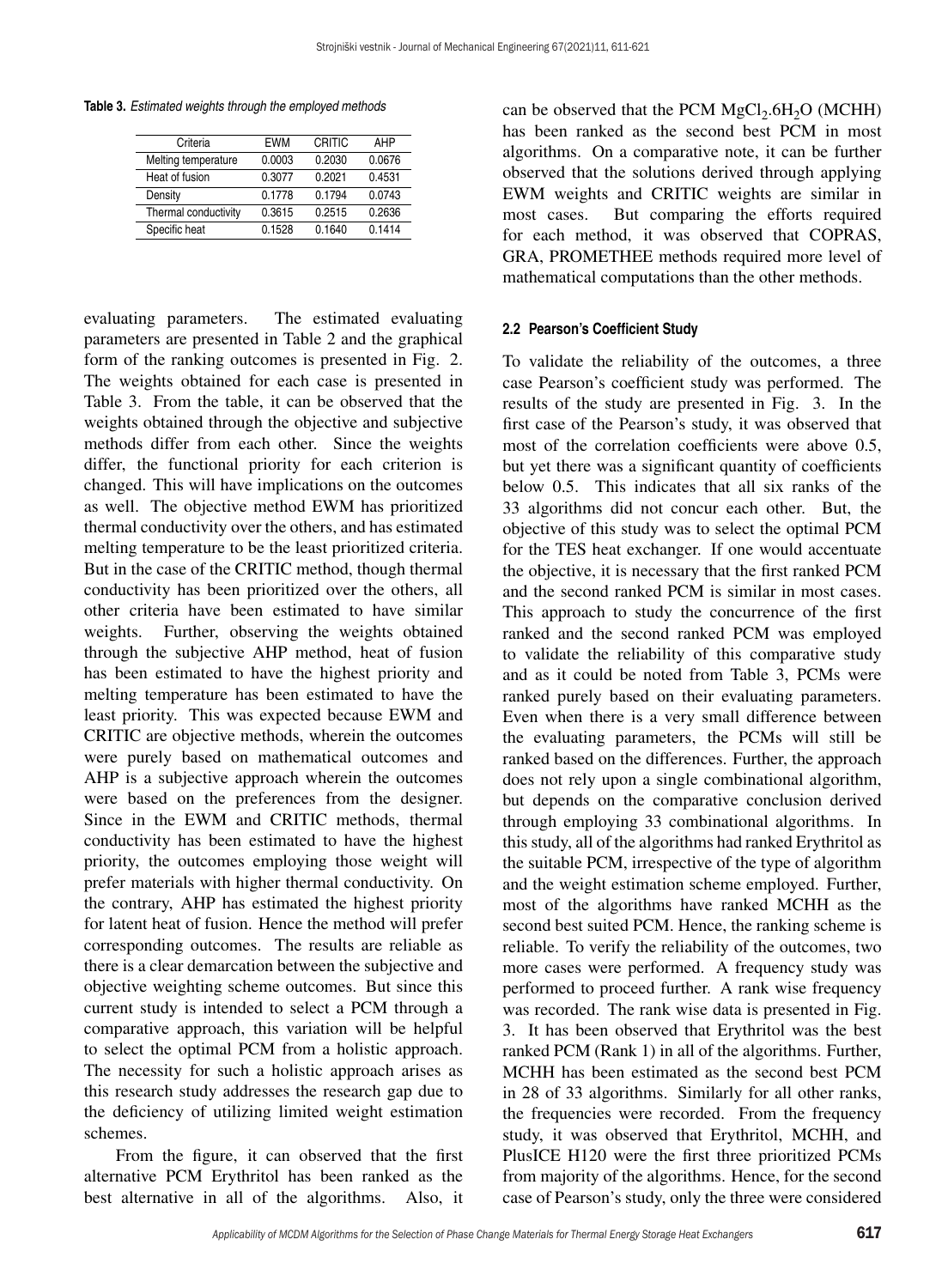**Table 3.** *Estimated weights through the employed methods*

| Criteria | EWM | CRITIC | AHP |
|---|---|---|---|
| Melting temperature | 0.0003 | 0.2030 | 0.0676 |
| Heat of fusion | 0.3077 | 0.2021 | 0.4531 |
| Density | 0.1778 | 0.1794 | 0.0743 |
| Thermal conductivity | 0.3615 | 0.2515 | 0.2636 |
| Specific heat | 0.1528 | 0.1640 | 0.1414 |

evaluating parameters. The estimated evaluating parameters are presented in Table 2 and the graphical form of the ranking outcomes is presented in Fig. 2. The weights obtained for each case is presented in Table 3. From the table, it can be observed that the weights obtained through the objective and subjective methods differ from each other. Since the weights differ, the functional priority for each criterion is changed. This will have implications on the outcomes as well. The objective method EWM has prioritized thermal conductivity over the others, and has estimated melting temperature to be the least prioritized criteria. But in the case of the CRITIC method, though thermal conductivity has been prioritized over the others, all other criteria have been estimated to have similar weights. Further, observing the weights obtained through the subjective AHP method, heat of fusion has been estimated to have the highest priority and melting temperature has been estimated to have the least priority. This was expected because EWM and CRITIC are objective methods, wherein the outcomes were purely based on mathematical outcomes and AHP is a subjective approach wherein the outcomes were based on the preferences from the designer. Since in the EWM and CRITIC methods, thermal conductivity has been estimated to have the highest priority, the outcomes employing those weight will prefer materials with higher thermal conductivity. On the contrary, AHP has estimated the highest priority for latent heat of fusion. Hence the method will prefer corresponding outcomes. The results are reliable as there is a clear demarcation between the subjective and objective weighting scheme outcomes. But since this current study is intended to select a PCM through a comparative approach, this variation will be helpful to select the optimal PCM from a holistic approach. The necessity for such a holistic approach arises as this research study addresses the research gap due to the deficiency of utilizing limited weight estimation schemes.

From the figure, it can observed that the first alternative PCM Erythritol has been ranked as the best alternative in all of the algorithms. Also, it can be observed that the PCM $MgCl_2.6H_2O$ (MCHH) has been ranked as the second best PCM in most algorithms. On a comparative note, it can be further observed that the solutions derived through applying EWM weights and CRITIC weights are similar in most cases. But comparing the efforts required for each method, it was observed that COPRAS, GRA, PROMETHEE methods required more level of mathematical computations than the other methods.

### 2.2 Pearson's Coefficient Study

To validate the reliability of the outcomes, a three case Pearson's coefficient study was performed. The results of the study are presented in Fig. 3. In the first case of the Pearson's study, it was observed that most of the correlation coefficients were above 0.5, but yet there was a significant quantity of coefficients below 0.5. This indicates that all six ranks of the 33 algorithms did not concur each other. But, the objective of this study was to select the optimal PCM for the TES heat exchanger. If one would accentuate the objective, it is necessary that the first ranked PCM and the second ranked PCM is similar in most cases. This approach to study the concurrence of the first ranked and the second ranked PCM was employed to validate the reliability of this comparative study and as it could be noted from Table 3, PCMs were ranked purely based on their evaluating parameters. Even when there is a very small difference between the evaluating parameters, the PCMs will still be ranked based on the differences. Further, the approach does not rely upon a single combinational algorithm, but depends on the comparative conclusion derived through employing 33 combinational algorithms. In this study, all of the algorithms had ranked Erythritol as the suitable PCM, irrespective of the type of algorithm and the weight estimation scheme employed. Further, most of the algorithms have ranked MCHH as the second best suited PCM. Hence, the ranking scheme is reliable. To verify the reliability of the outcomes, two more cases were performed. A frequency study was performed to proceed further. A rank wise frequency was recorded. The rank wise data is presented in Fig. 3. It has been observed that Erythritol was the best ranked PCM (Rank 1) in all of the algorithms. Further, MCHH has been estimated as the second best PCM in 28 of 33 algorithms. Similarly for all other ranks, the frequencies were recorded. From the frequency study, it was observed that Erythritol, MCHH, and PlusICE H120 were the first three prioritized PCMs from majority of the algorithms. Hence, for the second case of Pearson's study, only the three were considered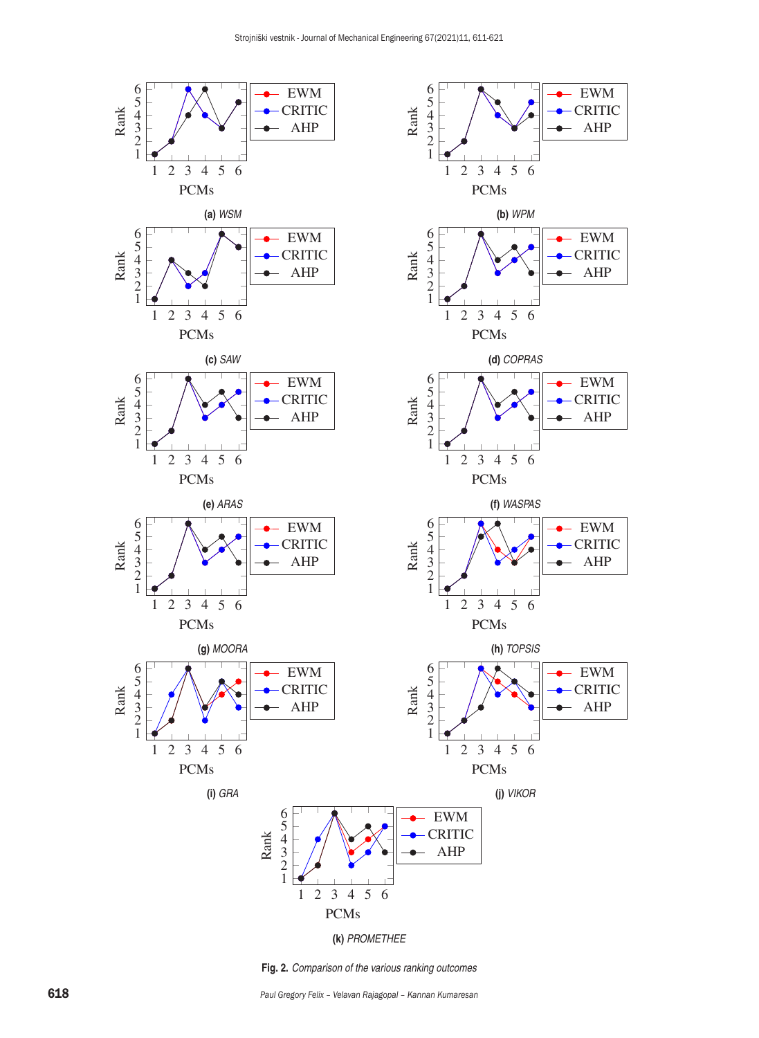Fig. 2. *Comparison of the various ranking outcomes*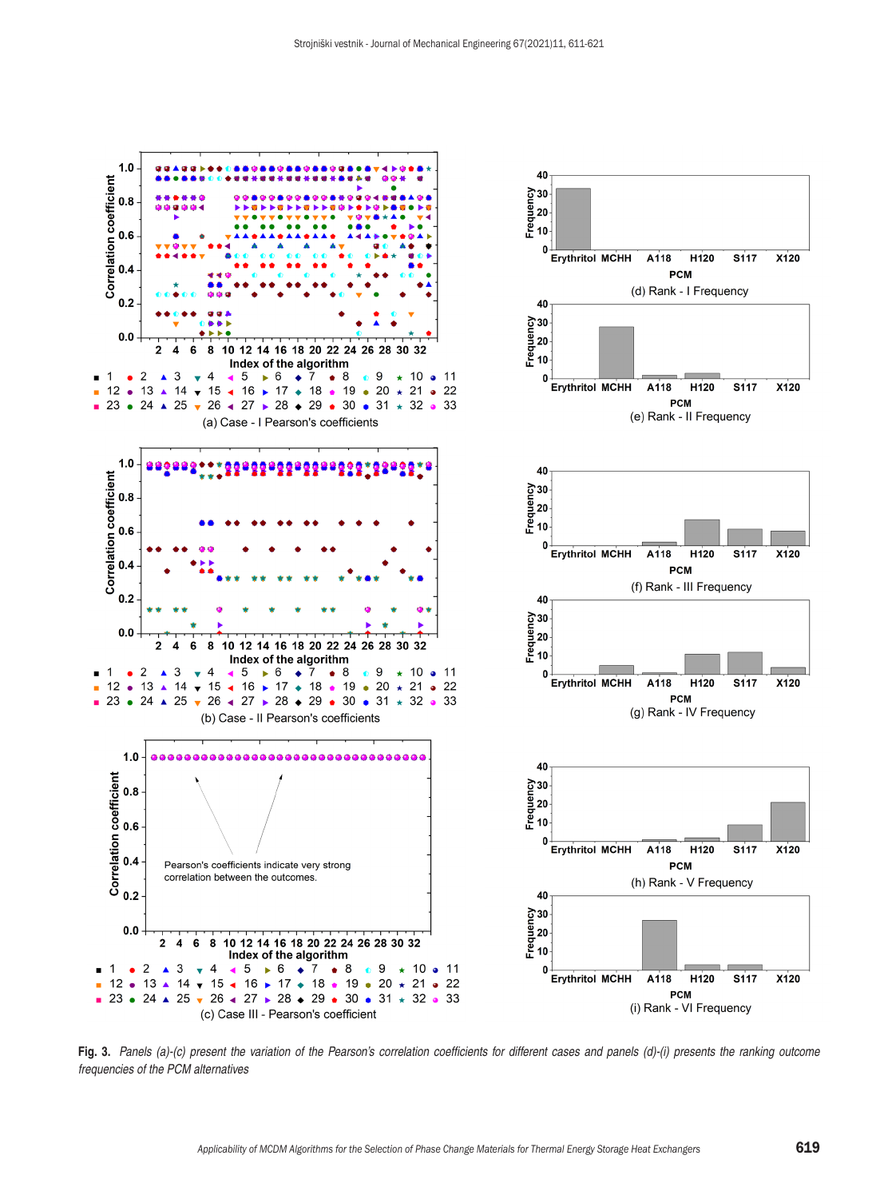**Fig. 3.** *Panels (a)-(c) present the variation of the Pearson's correlation coefficients for different cases and panels (d)-(i) presents the ranking outcome frequencies of the PCM alternatives*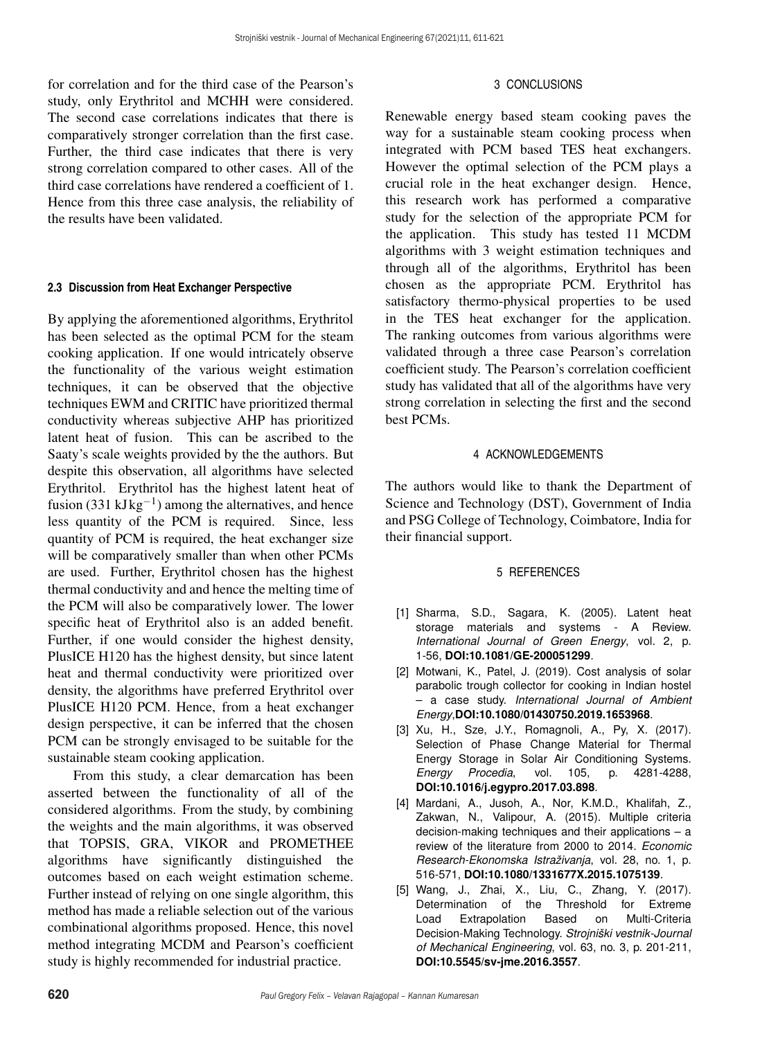for correlation and for the third case of the Pearson's study, only Erythritol and MCHH were considered. The second case correlations indicates that there is comparatively stronger correlation than the first case. Further, the third case indicates that there is very strong correlation compared to other cases. All of the third case correlations have rendered a coefficient of 1. Hence from this three case analysis, the reliability of the results have been validated.

### 2.3 Discussion from Heat Exchanger Perspective

By applying the aforementioned algorithms, Erythritol has been selected as the optimal PCM for the steam cooking application. If one would intricately observe the functionality of the various weight estimation techniques, it can be observed that the objective techniques EWM and CRITIC have prioritized thermal conductivity whereas subjective AHP has prioritized latent heat of fusion. This can be ascribed to the Saaty's scale weights provided by the the authors. But despite this observation, all algorithms have selected Erythritol. Erythritol has the highest latent heat of fusion (331 $\mathrm{kJ\,kg^{-1}}$) among the alternatives, and hence less quantity of the PCM is required. Since, less quantity of PCM is required, the heat exchanger size will be comparatively smaller than when other PCMs are used. Further, Erythritol chosen has the highest thermal conductivity and and hence the melting time of the PCM will also be comparatively lower. The lower specific heat of Erythritol also is an added benefit. Further, if one would consider the highest density, PlusICE H120 has the highest density, but since latent heat and thermal conductivity were prioritized over density, the algorithms have preferred Erythritol over PlusICE H120 PCM. Hence, from a heat exchanger design perspective, it can be inferred that the chosen PCM can be strongly envisaged to be suitable for the sustainable steam cooking application.

From this study, a clear demarcation has been asserted between the functionality of all of the considered algorithms. From the study, by combining the weights and the main algorithms, it was observed that TOPSIS, GRA, VIKOR and PROMETHEE algorithms have significantly distinguished the outcomes based on each weight estimation scheme. Further instead of relying on one single algorithm, this method has made a reliable selection out of the various combinational algorithms proposed. Hence, this novel method integrating MCDM and Pearson's coefficient study is highly recommended for industrial practice.

## 3 CONCLUSIONS

Renewable energy based steam cooking paves the way for a sustainable steam cooking process when integrated with PCM based TES heat exchangers. However the optimal selection of the PCM plays a crucial role in the heat exchanger design. Hence, this research work has performed a comparative study for the selection of the appropriate PCM for the application. This study has tested 11 MCDM algorithms with 3 weight estimation techniques and through all of the algorithms, Erythritol has been chosen as the appropriate PCM. Erythritol has satisfactory thermo-physical properties to be used in the TES heat exchanger for the application. The ranking outcomes from various algorithms were validated through a three case Pearson's correlation coefficient study. The Pearson's correlation coefficient study has validated that all of the algorithms have very strong correlation in selecting the first and the second best PCMs.

## 4 ACKNOWLEDGEMENTS

The authors would like to thank the Department of Science and Technology (DST), Government of India and PSG College of Technology, Coimbatore, India for their financial support.

## 5 REFERENCES

[1] Sharma, S.D., Sagara, K. (2005). Latent heat storage materials and systems - A Review. *International Journal of Green Energy*, vol. 2, p. 1-56, **DOI:10.1081/GE-200051299**.

[2] Motwani, K., Patel, J. (2019). Cost analysis of solar parabolic trough collector for cooking in Indian hostel – a case study. *International Journal of Ambient Energy*,**DOI:10.1080/01430750.2019.1653968**.

[3] Xu, H., Sze, J.Y., Romagnoli, A., Py, X. (2017). Selection of Phase Change Material for Thermal Energy Storage in Solar Air Conditioning Systems. *Energy Procedia*, vol. 105, p. 4281-4288, **DOI:10.1016/j.egypro.2017.03.898**.

[4] Mardani, A., Jusoh, A., Nor, K.M.D., Khalifah, Z., Zakwan, N., Valipour, A. (2015). Multiple criteria decision-making techniques and their applications – a review of the literature from 2000 to 2014. *Economic Research-Ekonomska Istraživanja*, vol. 28, no. 1, p. 516-571, **DOI:10.1080/1331677X.2015.1075139**.

[5] Wang, J., Zhai, X., Liu, C., Zhang, Y. (2017). Determination of the Threshold for Extreme Load Extrapolation Based on Multi-Criteria Decision-Making Technology. *Strojniški vestnik-Journal of Mechanical Engineering*, vol. 63, no. 3, p. 201-211, **DOI:10.5545/sv-jme.2016.3557**.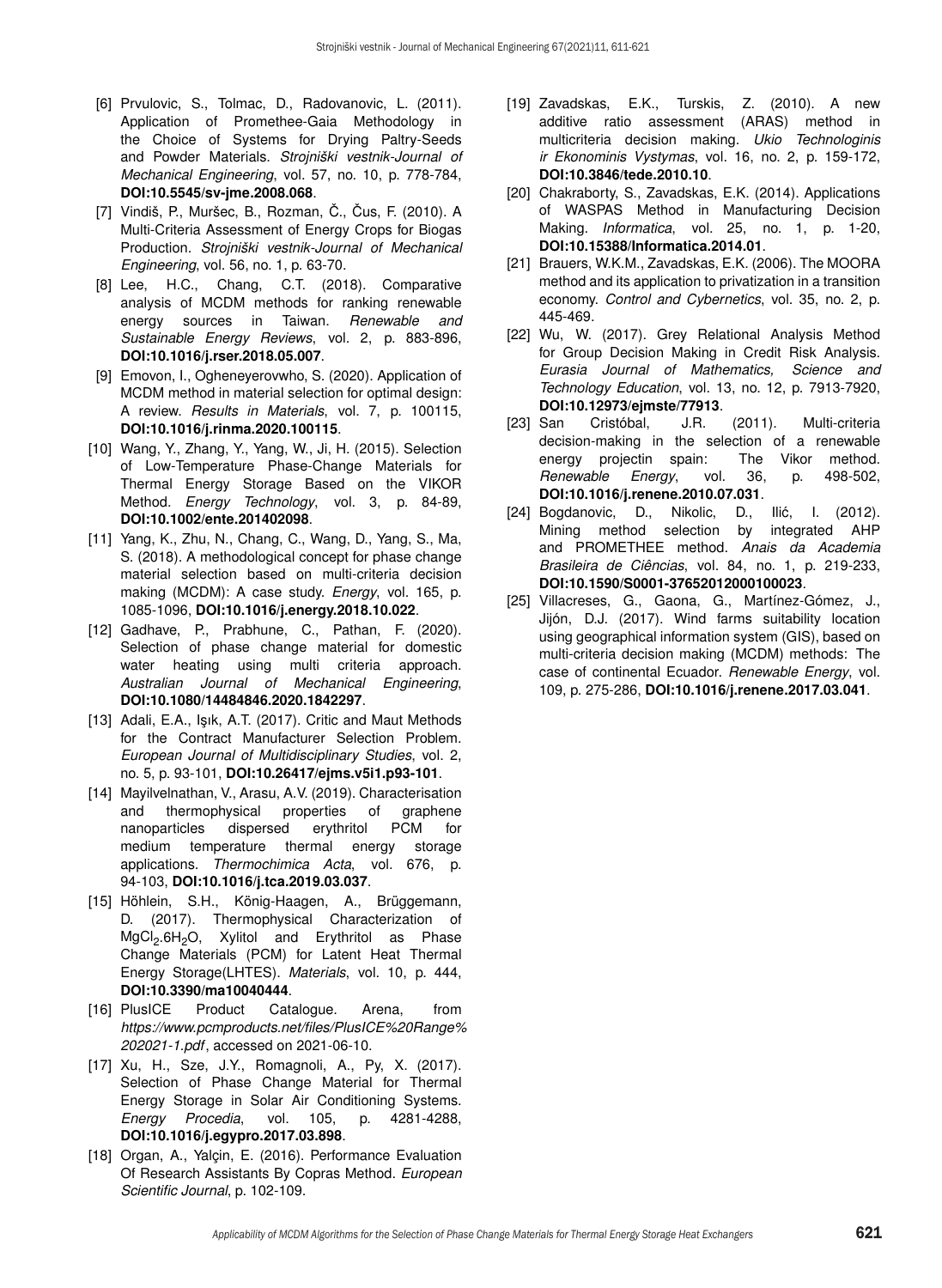[6] Prvulovic, S., Tolmac, D., Radovanovic, L. (2011). Application of Promethee-Gaia Methodology in the Choice of Systems for Drying Paltry-Seeds and Powder Materials. *Strojniški vestnik-Journal of Mechanical Engineering*, vol. 57, no. 10, p. 778-784, **DOI:10.5545/sv-jme.2008.068**.

[7] Vindiš, P., Muršec, B., Rozman, Č., Čus, F. (2010). A Multi-Criteria Assessment of Energy Crops for Biogas Production. *Strojniški vestnik-Journal of Mechanical Engineering*, vol. 56, no. 1, p. 63-70.

[8] Lee, H.C., Chang, C.T. (2018). Comparative analysis of MCDM methods for ranking renewable energy sources in Taiwan. *Renewable and Sustainable Energy Reviews*, vol. 2, p. 883-896, **DOI:10.1016/j.rser.2018.05.007**.

[9] Emovon, I., Ogheneyerovwho, S. (2020). Application of MCDM method in material selection for optimal design: A review. *Results in Materials*, vol. 7, p. 100115, **DOI:10.1016/j.rinma.2020.100115**.

[10] Wang, Y., Zhang, Y., Yang, W., Ji, H. (2015). Selection of Low-Temperature Phase-Change Materials for Thermal Energy Storage Based on the VIKOR Method. *Energy Technology*, vol. 3, p. 84-89, **DOI:10.1002/ente.201402098**.

[11] Yang, K., Zhu, N., Chang, C., Wang, D., Yang, S., Ma, S. (2018). A methodological concept for phase change material selection based on multi-criteria decision making (MCDM): A case study. *Energy*, vol. 165, p. 1085-1096, **DOI:10.1016/j.energy.2018.10.022**.

[12] Gadhave, P., Prabhune, C., Pathan, F. (2020). Selection of phase change material for domestic water heating using multi criteria approach. *Australian Journal of Mechanical Engineering*, **DOI:10.1080/14484846.2020.1842297**.

[13] Adali, E.A., Işık, A.T. (2017). Critic and Maut Methods for the Contract Manufacturer Selection Problem. *European Journal of Multidisciplinary Studies*, vol. 2, no. 5, p. 93-101, **DOI:10.26417/ejms.v5i1.p93-101**.

[14] Mayilvelnathan, V., Arasu, A.V. (2019). Characterisation and thermophysical properties of graphene nanoparticles dispersed erythritol PCM for medium temperature thermal energy storage applications. *Thermochimica Acta*, vol. 676, p. 94-103, **DOI:10.1016/j.tca.2019.03.037**.

[15] Höhlein, S.H., König-Haagen, A., Brüggemann, D. (2017). Thermophysical Characterization of $MgCl_2.6H_2O$, Xylitol and Erythritol as Phase Change Materials (PCM) for Latent Heat Thermal Energy Storage(LHTES). *Materials*, vol. 10, p. 444, **DOI:10.3390/ma10040444**.

[16] PlusICE Product Catalogue. Arena, from *https://www.pcmproducts.net/files/PlusICE%20Range%202021-1.pdf*, accessed on 2021-06-10.

[17] Xu, H., Sze, J.Y., Romagnoli, A., Py, X. (2017). Selection of Phase Change Material for Thermal Energy Storage in Solar Air Conditioning Systems. *Energy Procedia*, vol. 105, p. 4281-4288, **DOI:10.1016/j.egypro.2017.03.898**.

[18] Organ, A., Yalçin, E. (2016). Performance Evaluation Of Research Assistants By Copras Method. *European Scientific Journal*, p. 102-109.

[19] Zavadskas, E.K., Turskis, Z. (2010). A new additive ratio assessment (ARAS) method in multicriteria decision making. *Ukio Technologinis ir Ekonominis Vystymas*, vol. 16, no. 2, p. 159-172, **DOI:10.3846/tede.2010.10**.

[20] Chakraborty, S., Zavadskas, E.K. (2014). Applications of WASPAS Method in Manufacturing Decision Making. *Informatica*, vol. 25, no. 1, p. 1-20, **DOI:10.15388/Informatica.2014.01**.

[21] Brauers, W.K.M., Zavadskas, E.K. (2006). The MOORA method and its application to privatization in a transition economy. *Control and Cybernetics*, vol. 35, no. 2, p. 445-469.

[22] Wu, W. (2017). Grey Relational Analysis Method for Group Decision Making in Credit Risk Analysis. *Eurasia Journal of Mathematics, Science and Technology Education*, vol. 13, no. 12, p. 7913-7920, **DOI:10.12973/ejmste/77913**.

[23] San Cristóbal, J.R. (2011). Multi-criteria decision-making in the selection of a renewable energy projectin spain: The Vikor method. *Renewable Energy*, vol. 36, p. 498-502, **DOI:10.1016/j.renene.2010.07.031**.

[24] Bogdanovic, D., Nikolic, D., Ilić, I. (2012). Mining method selection by integrated AHP and PROMETHEE method. *Anais da Academia Brasileira de Ciências*, vol. 84, no. 1, p. 219-233, **DOI:10.1590/S0001-37652012000100023**.

[25] Villacreses, G., Gaona, G., Martínez-Gómez, J., Jijón, D.J. (2017). Wind farms suitability location using geographical information system (GIS), based on multi-criteria decision making (MCDM) methods: The case of continental Ecuador. *Renewable Energy*, vol. 109, p. 275-286, **DOI:10.1016/j.renene.2017.03.041**.